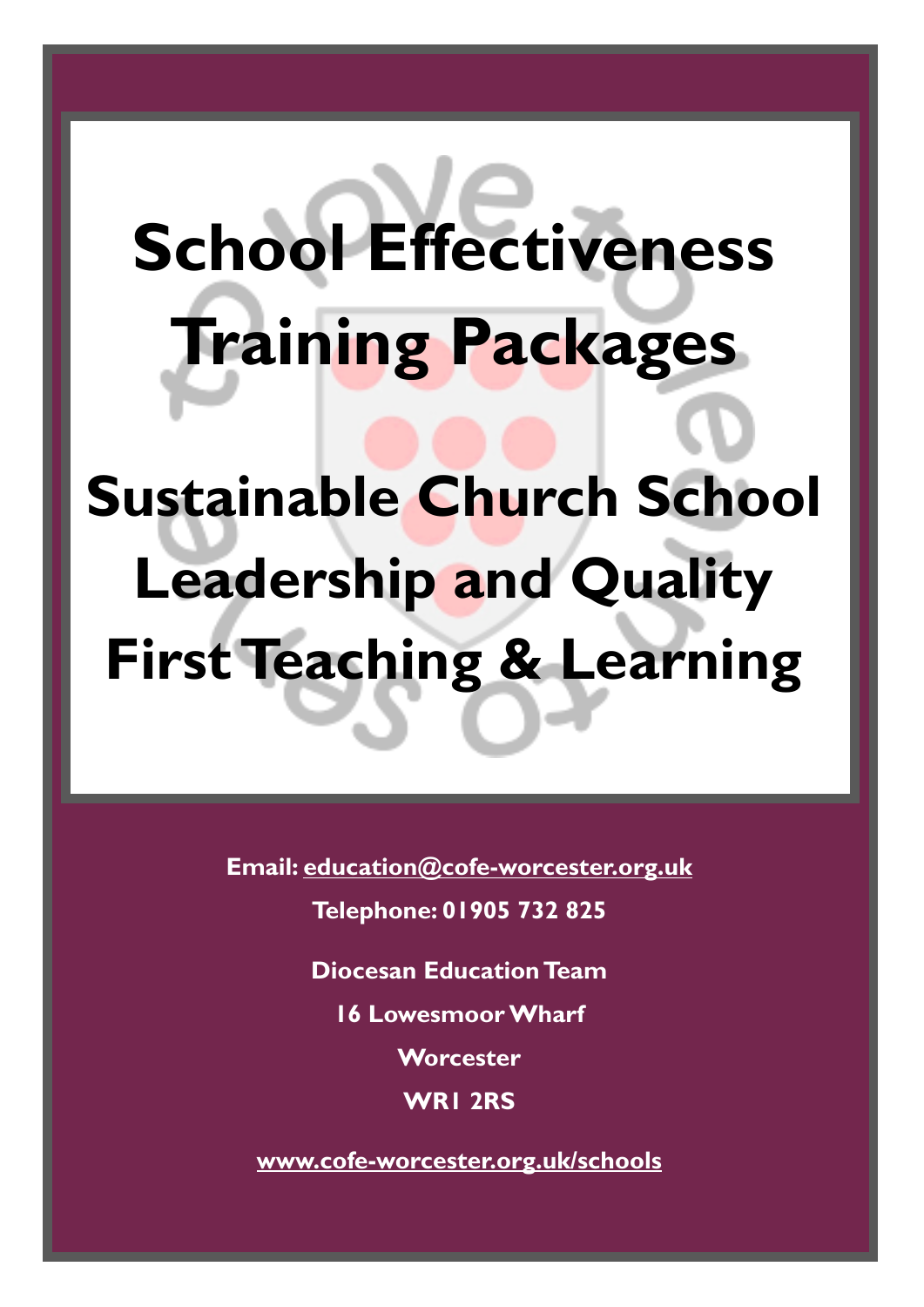# School Effectiveness Training Packages

# Sustainable Church School Leadership and Quality First Teaching & Learning

**Email: education@cofe-worcester.org.uk**

**Telephone: 01905 732 825**

**Diocesan Education Team**

**16 Lowesmoor Wharf**

**Worcester**

**WR1 2RS**

**www.cofe-worcester.org.uk/schools**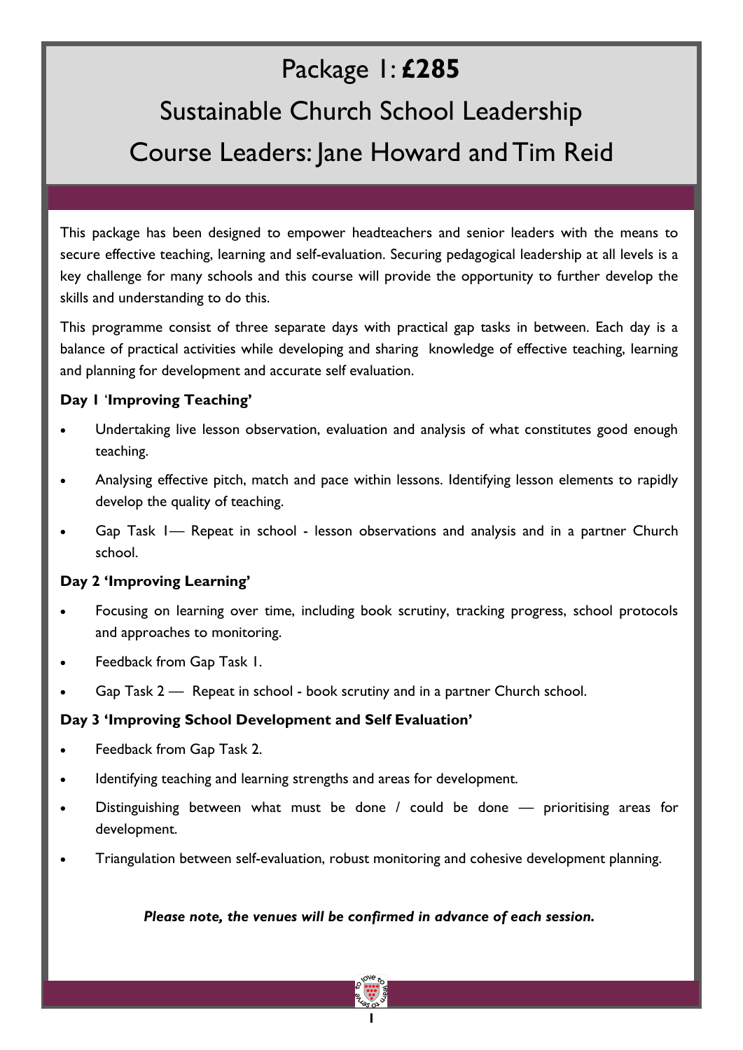# Package 1: **£285**

## Sustainable Church School Leadership

## Course Leaders: Jane Howard and Tim Reid

This package has been designed to empower headteachers and senior leaders with the means to secure effective teaching, learning and self-evaluation. Securing pedagogical leadership at all levels is a key challenge for many schools and this course will provide the opportunity to further develop the skills and understanding to do this.

This programme consist of three separate days with practical gap tasks in between. Each day is a balance of practical activities while developing and sharing knowledge of effective teaching, learning and planning for development and accurate self evaluation.

**Day 1 'Improving Teaching'**

- Undertaking live lesson observation, evaluation and analysis of what constitutes good enough teaching.
- Analysing effective pitch, match and pace within lessons. Identifying lesson elements to rapidly develop the quality of teaching.
- Gap Task 1— Repeat in school - lesson observations and analysis and in a partner Church school.

**Day 2 'Improving Learning'**

- Focusing on learning over time, including book scrutiny, tracking progress, school protocols and approaches to monitoring.
- Feedback from Gap Task 1.
- Gap Task 2 — Repeat in school - book scrutiny and in a partner Church school.

**Day 3 'Improving School Development and Self Evaluation'**

- Feedback from Gap Task 2.
- Identifying teaching and learning strengths and areas for development.
- Distinguishing between what must be done / could be done — prioritising areas for development.
- Triangulation between self-evaluation, robust monitoring and cohesive development planning.

***Please note, the venues will be confirmed in advance of each session.***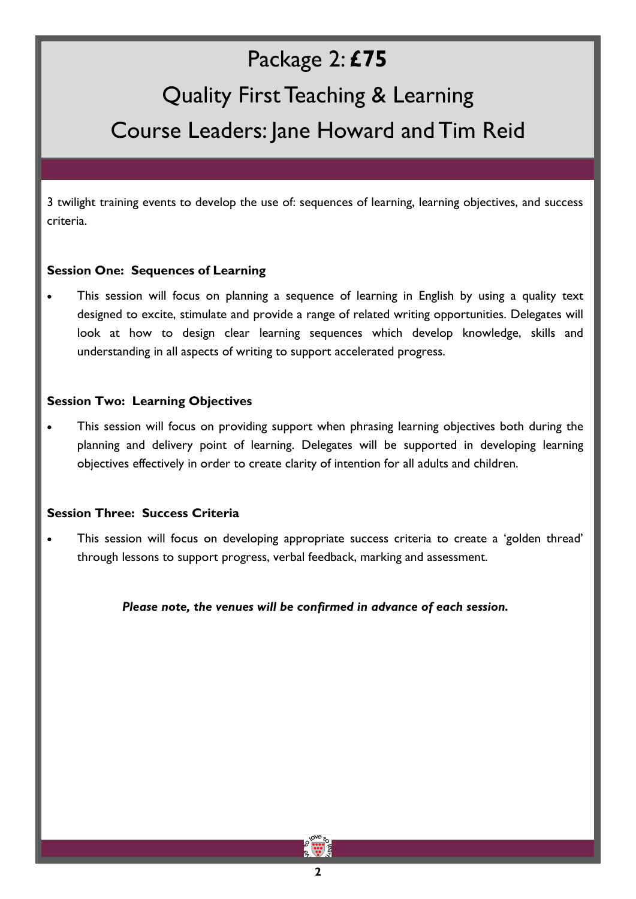# Package 2: **£75**

# Quality First Teaching & Learning

# Course Leaders: Jane Howard and Tim Reid

3 twilight training events to develop the use of: sequences of learning, learning objectives, and success criteria.

**Session One: Sequences of Learning**

- This session will focus on planning a sequence of learning in English by using a quality text designed to excite, stimulate and provide a range of related writing opportunities. Delegates will look at how to design clear learning sequences which develop knowledge, skills and understanding in all aspects of writing to support accelerated progress.

**Session Two: Learning Objectives**

- This session will focus on providing support when phrasing learning objectives both during the planning and delivery point of learning. Delegates will be supported in developing learning objectives effectively in order to create clarity of intention for all adults and children.

**Session Three: Success Criteria**

- This session will focus on developing appropriate success criteria to create a 'golden thread' through lessons to support progress, verbal feedback, marking and assessment.

***Please note, the venues will be confirmed in advance of each session.***